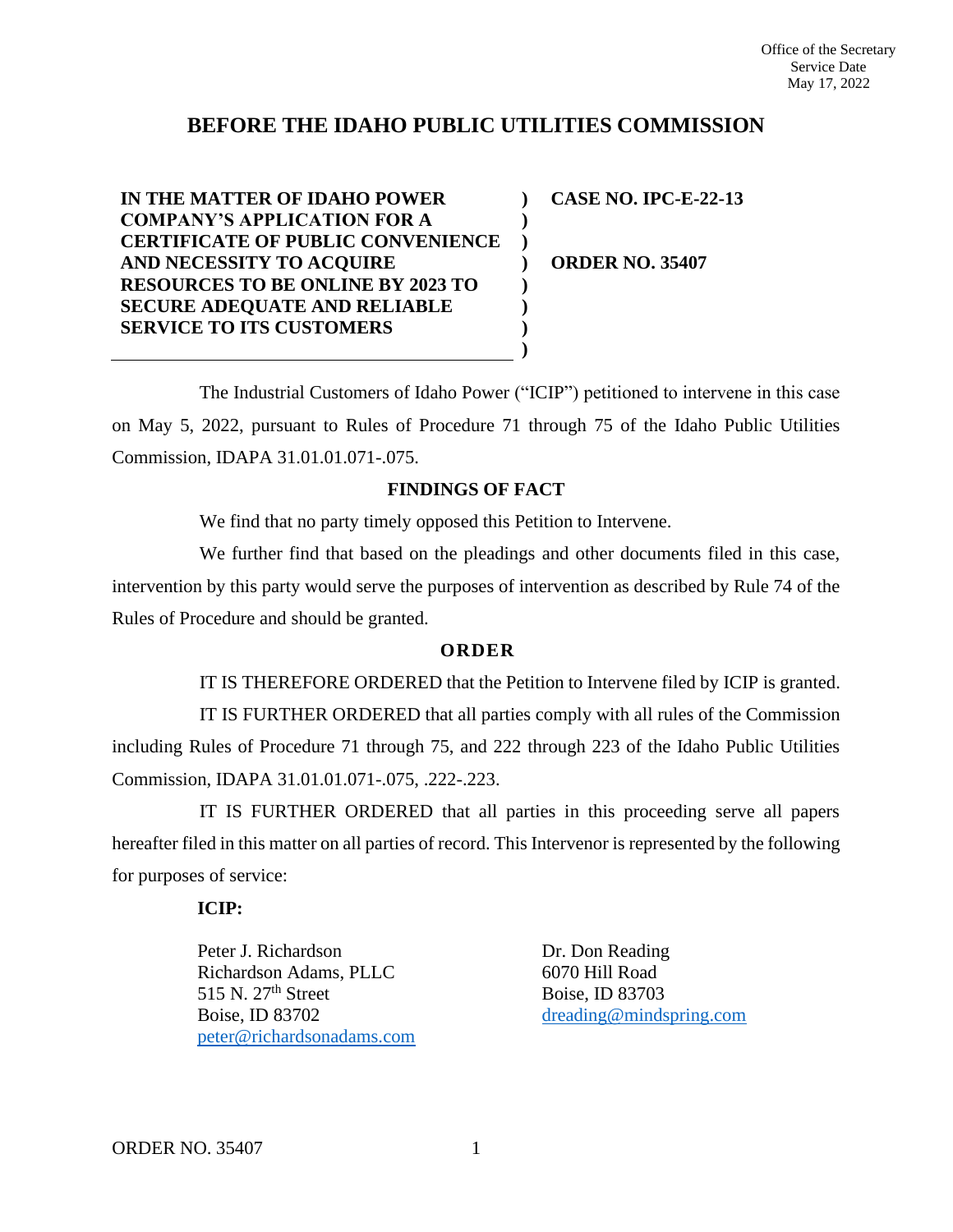Office of the Secretary
Service Date
May 17, 2022

# BEFORE THE IDAHO PUBLIC UTILITIES COMMISSION

| | | |
|---|---|---|
| **IN THE MATTER OF IDAHO POWER COMPANY'S APPLICATION FOR A CERTIFICATE OF PUBLIC CONVENIENCE AND NECESSITY TO ACQUIRE RESOURCES TO BE ONLINE BY 2023 TO SECURE ADEQUATE AND RELIABLE SERVICE TO ITS CUSTOMERS** | **)** | **CASE NO. IPC-E-22-13**<br><br>**ORDER NO. 35407** |

The Industrial Customers of Idaho Power ("ICIP") petitioned to intervene in this case on May 5, 2022, pursuant to Rules of Procedure 71 through 75 of the Idaho Public Utilities Commission, IDAPA 31.01.01.071-.075.

## FINDINGS OF FACT

We find that no party timely opposed this Petition to Intervene.

We further find that based on the pleadings and other documents filed in this case, intervention by this party would serve the purposes of intervention as described by Rule 74 of the Rules of Procedure and should be granted.

## ORDER

IT IS THEREFORE ORDERED that the Petition to Intervene filed by ICIP is granted.

IT IS FURTHER ORDERED that all parties comply with all rules of the Commission including Rules of Procedure 71 through 75, and 222 through 223 of the Idaho Public Utilities Commission, IDAPA 31.01.01.071-.075, .222-.223.

IT IS FURTHER ORDERED that all parties in this proceeding serve all papers hereafter filed in this matter on all parties of record. This Intervenor is represented by the following for purposes of service:

**ICIP:**

Peter J. Richardson
Richardson Adams, PLLC
515 N. 27th Street
Boise, ID 83702
peter@richardsonadams.com

Dr. Don Reading
6070 Hill Road
Boise, ID 83703
dreading@mindspring.com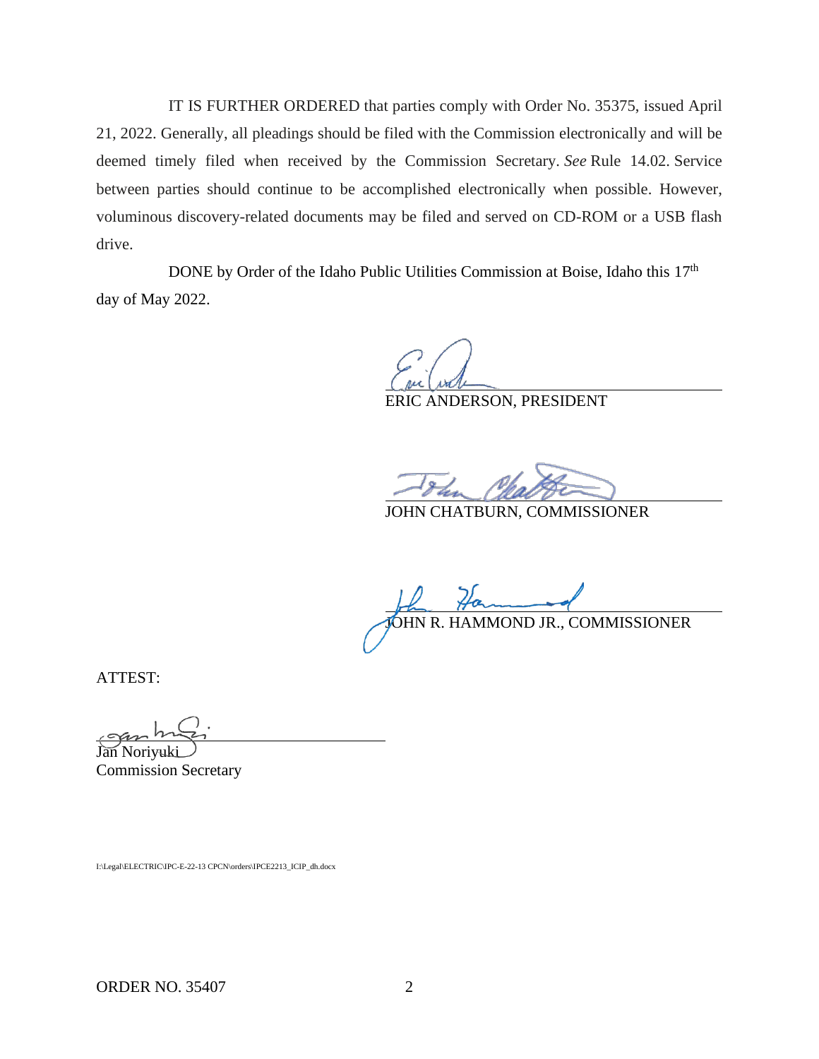IT IS FURTHER ORDERED that parties comply with Order No. 35375, issued April 21, 2022. Generally, all pleadings should be filed with the Commission electronically and will be deemed timely filed when received by the Commission Secretary. *See* Rule 14.02. Service between parties should continue to be accomplished electronically when possible. However, voluminous discovery-related documents may be filed and served on CD-ROM or a USB flash drive.

DONE by Order of the Idaho Public Utilities Commission at Boise, Idaho this 17th day of May 2022.

ERIC ANDERSON, PRESIDENT

JOHN CHATBURN, COMMISSIONER

JOHN R. HAMMOND JR., COMMISSIONER

ATTEST:

Jan Noriyuki
Commission Secretary

I:\Legal\ELECTRIC\IPC-E-22-13 CPCN\orders\IPCE2213_ICIP_dh.docx

ORDER NO. 35407